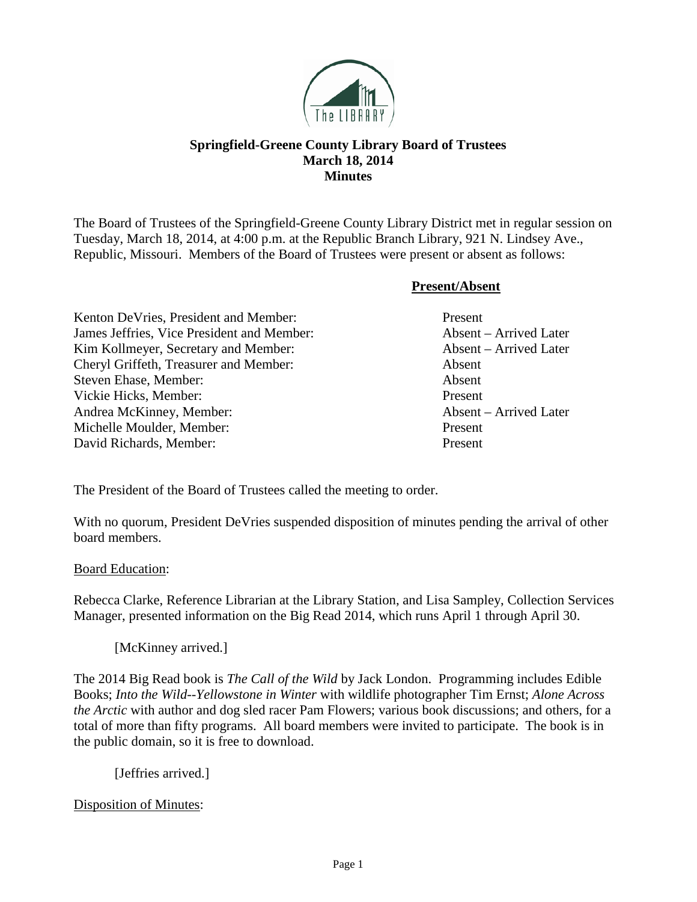**Springfield-Greene County Library Board of Trustees**
**March 18, 2014**
**Minutes**

The Board of Trustees of the Springfield-Greene County Library District met in regular session on Tuesday, March 18, 2014, at 4:00 p.m. at the Republic Branch Library, 921 N. Lindsey Ave., Republic, Missouri. Members of the Board of Trustees were present or absent as follows:

| | **Present/Absent** |
|---|---|
| Kenton DeVries, President and Member: | Present |
| James Jeffries, Vice President and Member: | Absent – Arrived Later |
| Kim Kollmeyer, Secretary and Member: | Absent – Arrived Later |
| Cheryl Griffeth, Treasurer and Member: | Absent |
| Steven Ehase, Member: | Absent |
| Vickie Hicks, Member: | Present |
| Andrea McKinney, Member: | Absent – Arrived Later |
| Michelle Moulder, Member: | Present |
| David Richards, Member: | Present |

The President of the Board of Trustees called the meeting to order.

With no quorum, President DeVries suspended disposition of minutes pending the arrival of other board members.

Board Education:

Rebecca Clarke, Reference Librarian at the Library Station, and Lisa Sampley, Collection Services Manager, presented information on the Big Read 2014, which runs April 1 through April 30.

[McKinney arrived.]

The 2014 Big Read book is *The Call of the Wild* by Jack London. Programming includes Edible Books; *Into the Wild--Yellowstone in Winter* with wildlife photographer Tim Ernst; *Alone Across the Arctic* with author and dog sled racer Pam Flowers; various book discussions; and others, for a total of more than fifty programs. All board members were invited to participate. The book is in the public domain, so it is free to download.

[Jeffries arrived.]

Disposition of Minutes: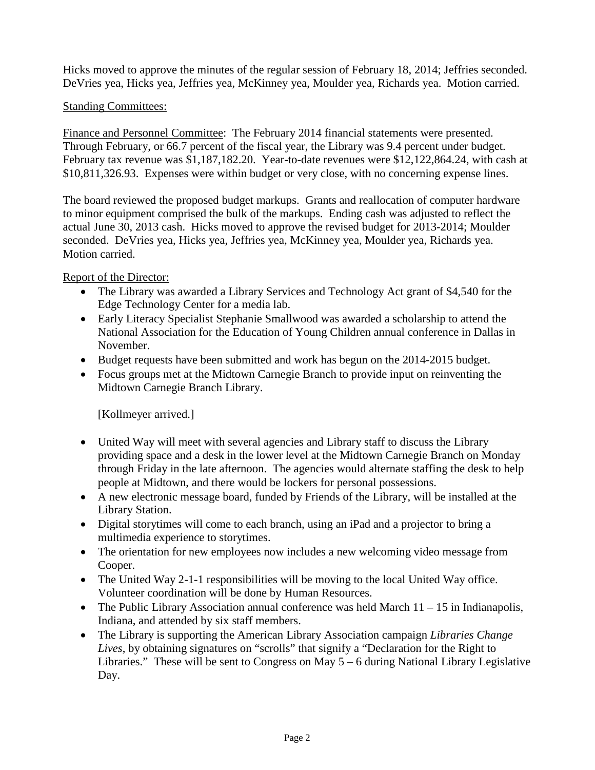Hicks moved to approve the minutes of the regular session of February 18, 2014; Jeffries seconded. DeVries yea, Hicks yea, Jeffries yea, McKinney yea, Moulder yea, Richards yea. Motion carried.

Standing Committees:

Finance and Personnel Committee: The February 2014 financial statements were presented. Through February, or 66.7 percent of the fiscal year, the Library was 9.4 percent under budget. February tax revenue was $1,187,182.20. Year-to-date revenues were $12,122,864.24, with cash at $10,811,326.93. Expenses were within budget or very close, with no concerning expense lines.

The board reviewed the proposed budget markups. Grants and reallocation of computer hardware to minor equipment comprised the bulk of the markups. Ending cash was adjusted to reflect the actual June 30, 2013 cash. Hicks moved to approve the revised budget for 2013-2014; Moulder seconded. DeVries yea, Hicks yea, Jeffries yea, McKinney yea, Moulder yea, Richards yea. Motion carried.

Report of the Director:

- The Library was awarded a Library Services and Technology Act grant of $4,540 for the Edge Technology Center for a media lab.
- Early Literacy Specialist Stephanie Smallwood was awarded a scholarship to attend the National Association for the Education of Young Children annual conference in Dallas in November.
- Budget requests have been submitted and work has begun on the 2014-2015 budget.
- Focus groups met at the Midtown Carnegie Branch to provide input on reinventing the Midtown Carnegie Branch Library.

  [Kollmeyer arrived.]

- United Way will meet with several agencies and Library staff to discuss the Library providing space and a desk in the lower level at the Midtown Carnegie Branch on Monday through Friday in the late afternoon. The agencies would alternate staffing the desk to help people at Midtown, and there would be lockers for personal possessions.
- A new electronic message board, funded by Friends of the Library, will be installed at the Library Station.
- Digital storytimes will come to each branch, using an iPad and a projector to bring a multimedia experience to storytimes.
- The orientation for new employees now includes a new welcoming video message from Cooper.
- The United Way 2-1-1 responsibilities will be moving to the local United Way office. Volunteer coordination will be done by Human Resources.
- The Public Library Association annual conference was held March 11 – 15 in Indianapolis, Indiana, and attended by six staff members.
- The Library is supporting the American Library Association campaign *Libraries Change Lives*, by obtaining signatures on "scrolls" that signify a "Declaration for the Right to Libraries." These will be sent to Congress on May 5 – 6 during National Library Legislative Day.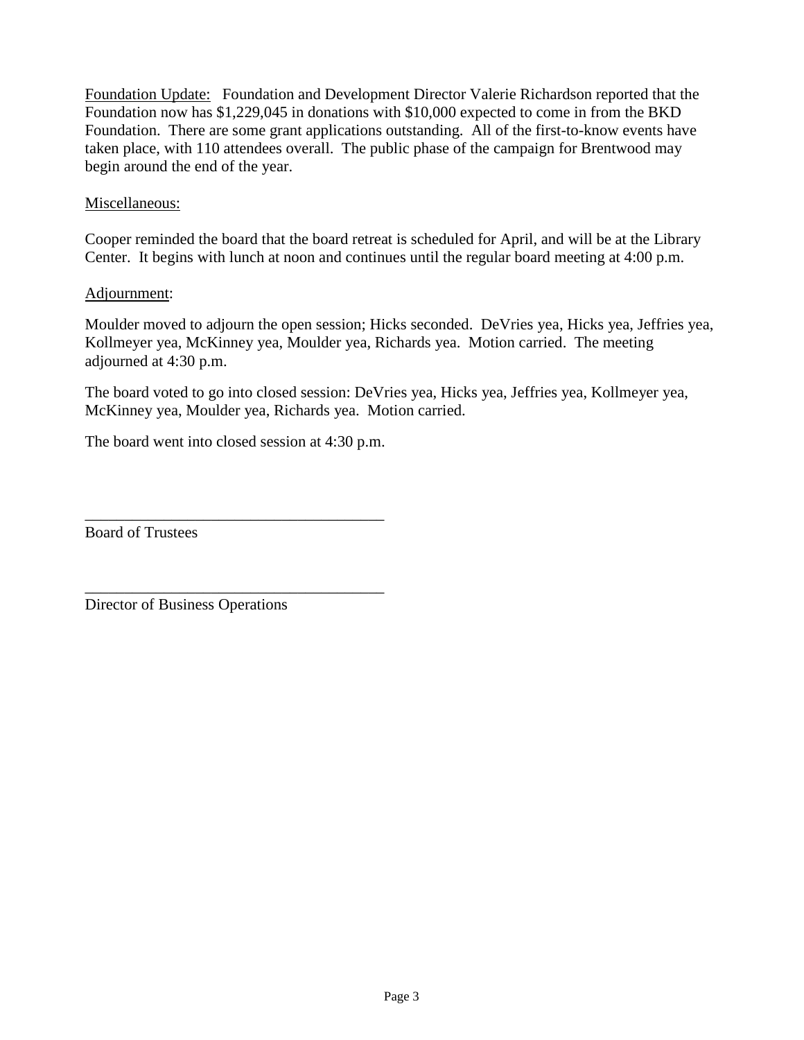Foundation Update: Foundation and Development Director Valerie Richardson reported that the Foundation now has $1,229,045 in donations with $10,000 expected to come in from the BKD Foundation. There are some grant applications outstanding. All of the first-to-know events have taken place, with 110 attendees overall. The public phase of the campaign for Brentwood may begin around the end of the year.

Miscellaneous:

Cooper reminded the board that the board retreat is scheduled for April, and will be at the Library Center. It begins with lunch at noon and continues until the regular board meeting at 4:00 p.m.

Adjournment:

Moulder moved to adjourn the open session; Hicks seconded. DeVries yea, Hicks yea, Jeffries yea, Kollmeyer yea, McKinney yea, Moulder yea, Richards yea. Motion carried. The meeting adjourned at 4:30 p.m.

The board voted to go into closed session: DeVries yea, Hicks yea, Jeffries yea, Kollmeyer yea, McKinney yea, Moulder yea, Richards yea. Motion carried.

The board went into closed session at 4:30 p.m.

\_\_\_\_\_\_\_\_\_\_\_\_\_\_\_\_\_\_\_\_\_\_\_\_\_\_\_\_\_\_\_\_\_\_\_\_\_\_\_

Board of Trustees

\_\_\_\_\_\_\_\_\_\_\_\_\_\_\_\_\_\_\_\_\_\_\_\_\_\_\_\_\_\_\_\_\_\_\_\_\_\_\_

Director of Business Operations